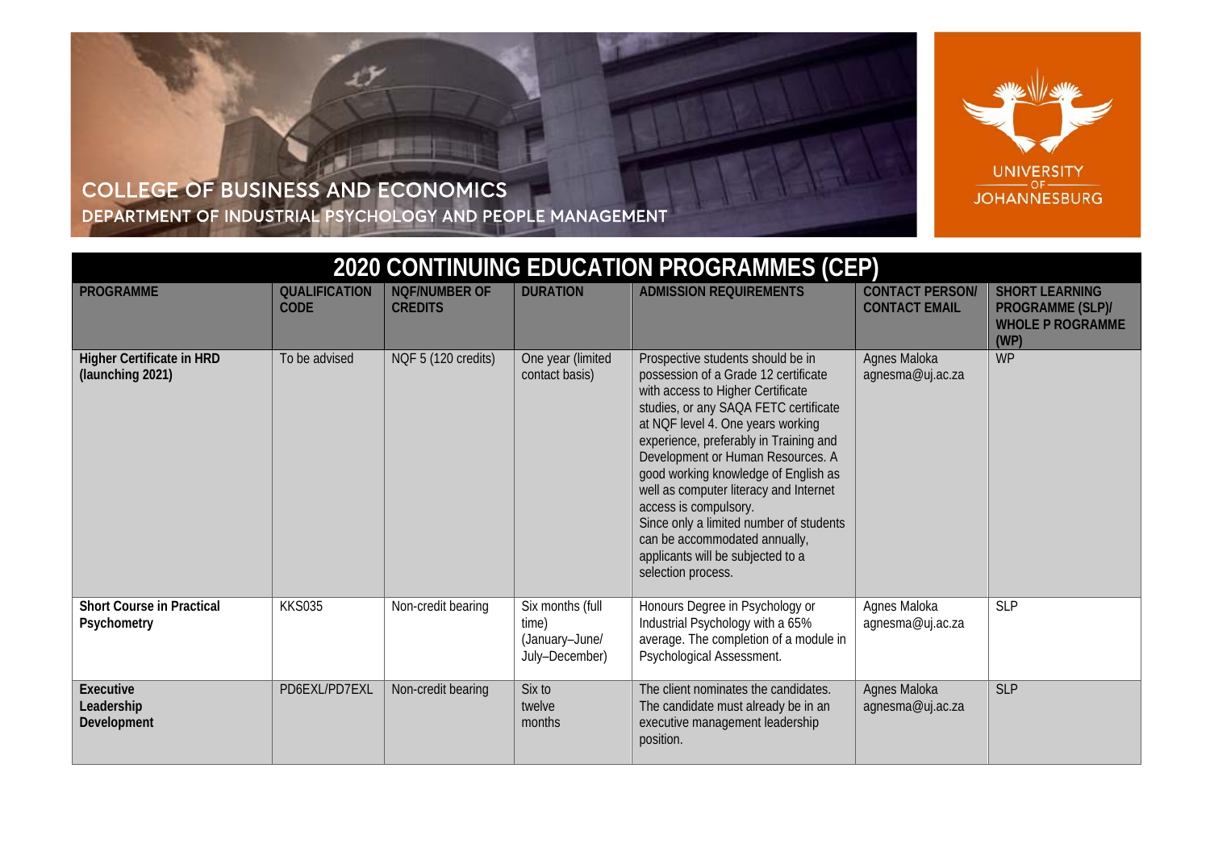COLLEGE OF BUSINESS AND ECONOMICS

DEPARTMENT OF INDUSTRIAL PSYCHOLOGY AND PEOPLE MANAGEMENT

UNIVERSITY OF JOHANNESBURG

# 2020 CONTINUING EDUCATION PROGRAMMES (CEP)

| PROGRAMME | QUALIFICATION CODE | NQF/NUMBER OF CREDITS | DURATION | ADMISSION REQUIREMENTS | CONTACT PERSON/ CONTACT EMAIL | SHORT LEARNING PROGRAMME (SLP)/ WHOLE P ROGRAMME (WP) |
|---|---|---|---|---|---|---|
| **Higher Certificate in HRD (launching 2021)** | To be advised | NQF 5 (120 credits) | One year (limited contact basis) | Prospective students should be in possession of a Grade 12 certificate with access to Higher Certificate studies, or any SAQA FETC certificate at NQF level 4. One years working experience, preferably in Training and Development or Human Resources. A good working knowledge of English as well as computer literacy and Internet access is compulsory. Since only a limited number of students can be accommodated annually, applicants will be subjected to a selection process. | Agnes Maloka agnesma@uj.ac.za | WP |
| **Short Course in Practical Psychometry** | KKS035 | Non-credit bearing | Six months (full time) (January–June/ July–December) | Honours Degree in Psychology or Industrial Psychology with a 65% average. The completion of a module in Psychological Assessment. | Agnes Maloka agnesma@uj.ac.za | SLP |
| **Executive Leadership Development** | PD6EXL/PD7EXL | Non-credit bearing | Six to twelve months | The client nominates the candidates. The candidate must already be in an executive management leadership position. | Agnes Maloka agnesma@uj.ac.za | SLP |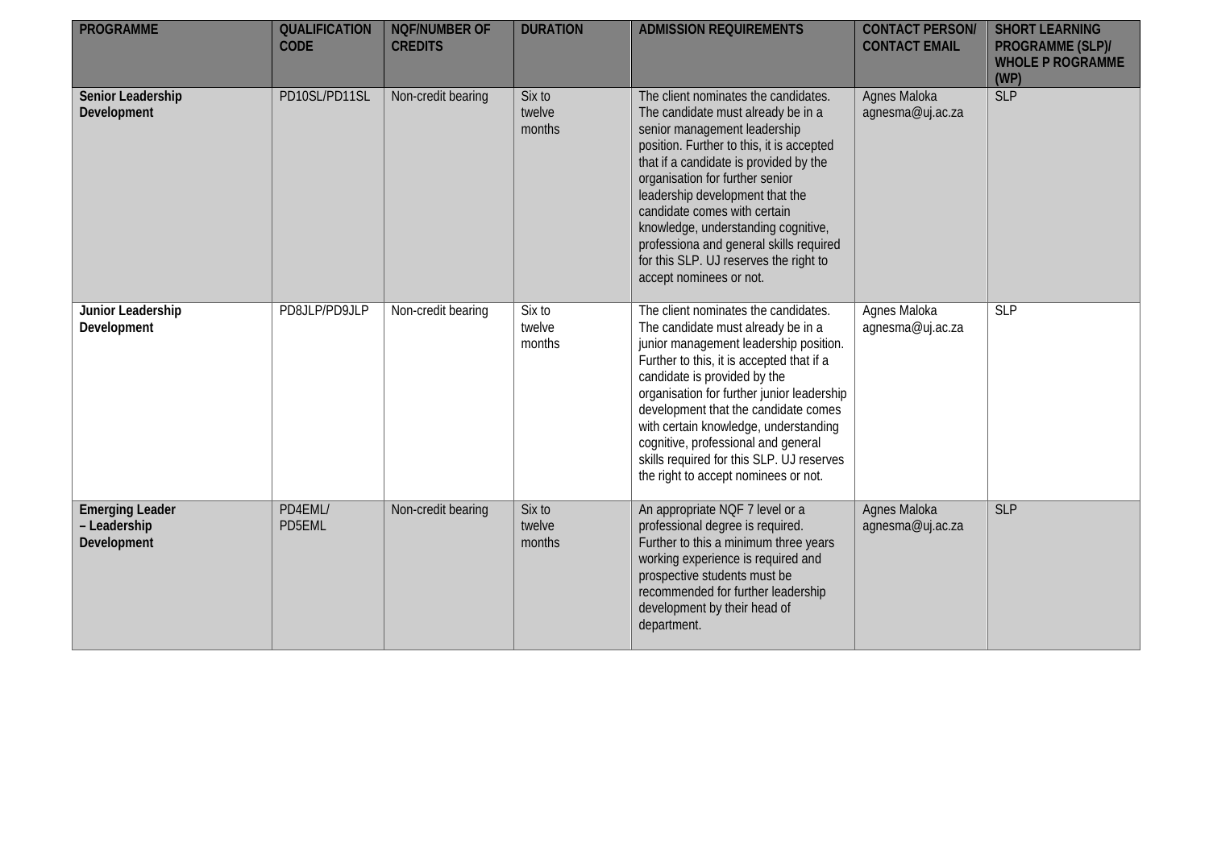| PROGRAMME | QUALIFICATION CODE | NQF/NUMBER OF CREDITS | DURATION | ADMISSION REQUIREMENTS | CONTACT PERSON/ CONTACT EMAIL | SHORT LEARNING PROGRAMME (SLP)/ WHOLE P ROGRAMME (WP) |
|---|---|---|---|---|---|---|
| **Senior Leadership Development** | PD10SL/PD11SL | Non-credit bearing | Six to twelve months | The client nominates the candidates. The candidate must already be in a senior management leadership position. Further to this, it is accepted that if a candidate is provided by the organisation for further senior leadership development that the candidate comes with certain knowledge, understanding cognitive, professiona and general skills required for this SLP. UJ reserves the right to accept nominees or not. | Agnes Maloka agnesma@uj.ac.za | SLP |
| **Junior Leadership Development** | PD8JLP/PD9JLP | Non-credit bearing | Six to twelve months | The client nominates the candidates. The candidate must already be in a junior management leadership position. Further to this, it is accepted that if a candidate is provided by the organisation for further junior leadership development that the candidate comes with certain knowledge, understanding cognitive, professional and general skills required for this SLP. UJ reserves the right to accept nominees or not. | Agnes Maloka agnesma@uj.ac.za | SLP |
| **Emerging Leader – Leadership Development** | PD4EML/ PD5EML | Non-credit bearing | Six to twelve months | An appropriate NQF 7 level or a professional degree is required. Further to this a minimum three years working experience is required and prospective students must be recommended for further leadership development by their head of department. | Agnes Maloka agnesma@uj.ac.za | SLP |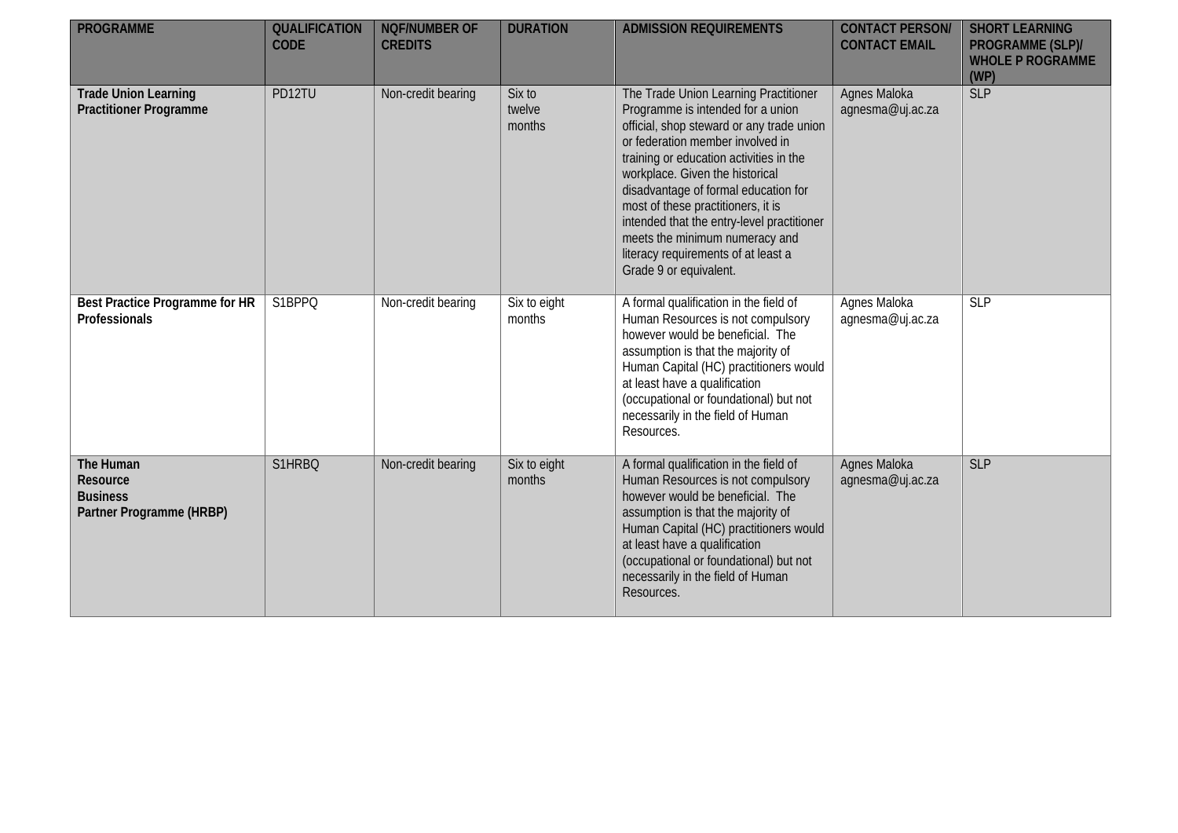| PROGRAMME | QUALIFICATION CODE | NQF/NUMBER OF CREDITS | DURATION | ADMISSION REQUIREMENTS | CONTACT PERSON/ CONTACT EMAIL | SHORT LEARNING PROGRAMME (SLP)/ WHOLE P ROGRAMME (WP) |
|---|---|---|---|---|---|---|
| **Trade Union Learning Practitioner Programme** | PD12TU | Non-credit bearing | Six to twelve months | The Trade Union Learning Practitioner Programme is intended for a union official, shop steward or any trade union or federation member involved in training or education activities in the workplace. Given the historical disadvantage of formal education for most of these practitioners, it is intended that the entry-level practitioner meets the minimum numeracy and literacy requirements of at least a Grade 9 or equivalent. | Agnes Maloka agnesma@uj.ac.za | SLP |
| **Best Practice Programme for HR Professionals** | S1BPPQ | Non-credit bearing | Six to eight months | A formal qualification in the field of Human Resources is not compulsory however would be beneficial. The assumption is that the majority of Human Capital (HC) practitioners would at least have a qualification (occupational or foundational) but not necessarily in the field of Human Resources. | Agnes Maloka agnesma@uj.ac.za | SLP |
| **The Human Resource Business Partner Programme (HRBP)** | S1HRBQ | Non-credit bearing | Six to eight months | A formal qualification in the field of Human Resources is not compulsory however would be beneficial. The assumption is that the majority of Human Capital (HC) practitioners would at least have a qualification (occupational or foundational) but not necessarily in the field of Human Resources. | Agnes Maloka agnesma@uj.ac.za | SLP |